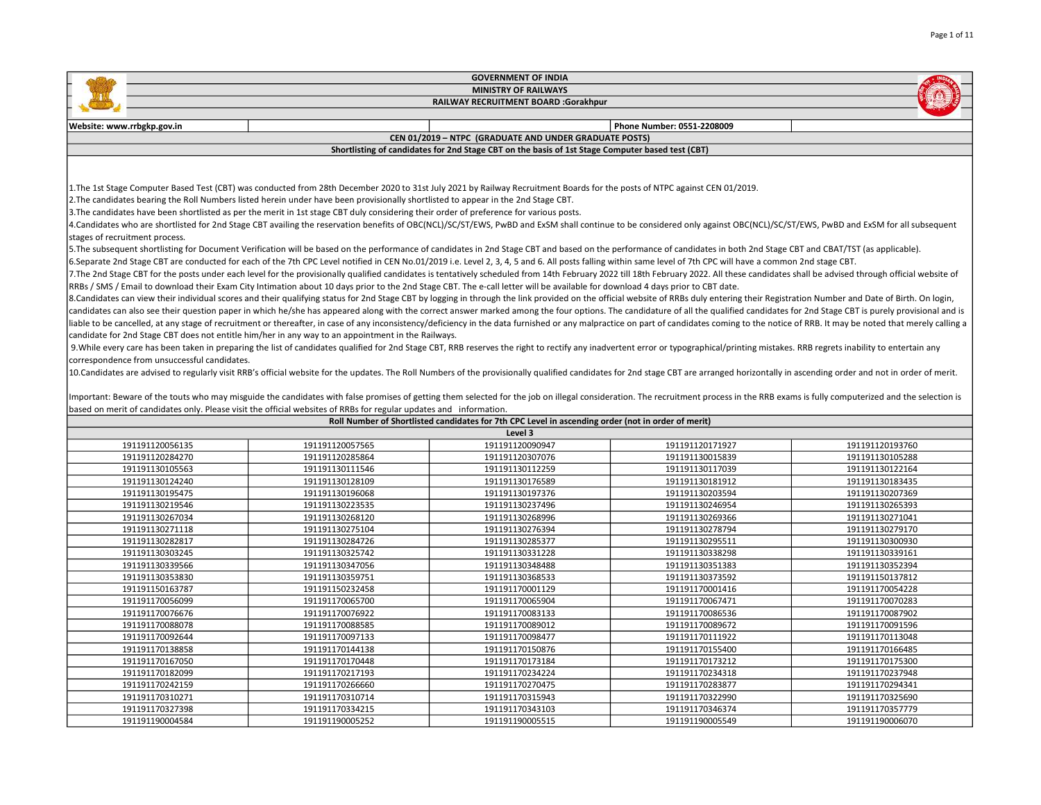# GOVERNMENT OF INDIA

## MINISTRY OF RAILWAYS

## RAILWAY RECRUITMENT BOARD :Gorakhpur

**Website: www.rrbgkp.gov.in** | **Phone Number: 0551-2208009**

**CEN 01/2019 – NTPC (GRADUATE AND UNDER GRADUATE POSTS)**

**Shortlisting of candidates for 2nd Stage CBT on the basis of 1st Stage Computer based test (CBT)**

1.The 1st Stage Computer Based Test (CBT) was conducted from 28th December 2020 to 31st July 2021 by Railway Recruitment Boards for the posts of NTPC against CEN 01/2019.

2.The candidates bearing the Roll Numbers listed herein under have been provisionally shortlisted to appear in the 2nd Stage CBT.

3.The candidates have been shortlisted as per the merit in 1st stage CBT duly considering their order of preference for various posts.

4.Candidates who are shortlisted for 2nd Stage CBT availing the reservation benefits of OBC(NCL)/SC/ST/EWS, PwBD and ExSM shall continue to be considered only against OBC(NCL)/SC/ST/EWS, PwBD and ExSM for all subsequent stages of recruitment process.

5.The subsequent shortlisting for Document Verification will be based on the performance of candidates in 2nd Stage CBT and based on the performance of candidates in both 2nd Stage CBT and CBAT/TST (as applicable).

6.Separate 2nd Stage CBT are conducted for each of the 7th CPC Level notified in CEN No.01/2019 i.e. Level 2, 3, 4, 5 and 6. All posts falling within same level of 7th CPC will have a common 2nd stage CBT.

7.The 2nd Stage CBT for the posts under each level for the provisionally qualified candidates is tentatively scheduled from 14th February 2022 till 18th February 2022. All these candidates shall be advised through official website of RRBs / SMS / Email to download their Exam City Intimation about 10 days prior to the 2nd Stage CBT. The e-call letter will be available for download 4 days prior to CBT date.

8.Candidates can view their individual scores and their qualifying status for 2nd Stage CBT by logging in through the link provided on the official website of RRBs duly entering their Registration Number and Date of Birth. On login, candidates can also see their question paper in which he/she has appeared along with the correct answer marked among the four options. The candidature of all the qualified candidates for 2nd Stage CBT is purely provisional and is liable to be cancelled, at any stage of recruitment or thereafter, in case of any inconsistency/deficiency in the data furnished or any malpractice on part of candidates coming to the notice of RRB. It may be noted that merely calling a candidate for 2nd Stage CBT does not entitle him/her in any way to an appointment in the Railways.

9.While every care has been taken in preparing the list of candidates qualified for 2nd Stage CBT, RRB reserves the right to rectify any inadvertent error or typographical/printing mistakes. RRB regrets inability to entertain any correspondence from unsuccessful candidates.

10.Candidates are advised to regularly visit RRB's official website for the updates. The Roll Numbers of the provisionally qualified candidates for 2nd stage CBT are arranged horizontally in ascending order and not in order of merit.

Important: Beware of the touts who may misguide the candidates with false promises of getting them selected for the job on illegal consideration. The recruitment process in the RRB exams is fully computerized and the selection is based on merit of candidates only. Please visit the official websites of RRBs for regular updates and information.

**Roll Number of Shortlisted candidates for 7th CPC Level in ascending order (not in order of merit)**

**Level 3**

| | | | | |
|---|---|---|---|---|
| 191191120056135 | 191191120057565 | 191191120090947 | 191191120171927 | 191191120193760 |
| 191191120284270 | 191191120285864 | 191191120307076 | 191191130015839 | 191191130105288 |
| 191191130105563 | 191191130111546 | 191191130112259 | 191191130117039 | 191191130122164 |
| 191191130124240 | 191191130128109 | 191191130176589 | 191191130181912 | 191191130183435 |
| 191191130195475 | 191191130196068 | 191191130197376 | 191191130203594 | 191191130207369 |
| 191191130219546 | 191191130223535 | 191191130237496 | 191191130246954 | 191191130265393 |
| 191191130267034 | 191191130268120 | 191191130268996 | 191191130269366 | 191191130271041 |
| 191191130271118 | 191191130275104 | 191191130276394 | 191191130278794 | 191191130279170 |
| 191191130282817 | 191191130284726 | 191191130285377 | 191191130295511 | 191191130300930 |
| 191191130303245 | 191191130325742 | 191191130331228 | 191191130338298 | 191191130339161 |
| 191191130339566 | 191191130347056 | 191191130348488 | 191191130351383 | 191191130352394 |
| 191191130353830 | 191191130359751 | 191191130368533 | 191191130373592 | 191191150137812 |
| 191191150163787 | 191191150232458 | 191191170001129 | 191191170001416 | 191191170054228 |
| 191191170056099 | 191191170065700 | 191191170065904 | 191191170067471 | 191191170070283 |
| 191191170076676 | 191191170076922 | 191191170083133 | 191191170086536 | 191191170087902 |
| 191191170088078 | 191191170088585 | 191191170089012 | 191191170089672 | 191191170091596 |
| 191191170092644 | 191191170097133 | 191191170098477 | 191191170111922 | 191191170113048 |
| 191191170138858 | 191191170144138 | 191191170150876 | 191191170155400 | 191191170166485 |
| 191191170167050 | 191191170170448 | 191191170173184 | 191191170173212 | 191191170175300 |
| 191191170182099 | 191191170217193 | 191191170234224 | 191191170234318 | 191191170237948 |
| 191191170242159 | 191191170266660 | 191191170270475 | 191191170283877 | 191191170294341 |
| 191191170310271 | 191191170310714 | 191191170315943 | 191191170322990 | 191191170325690 |
| 191191170327398 | 191191170334215 | 191191170343103 | 191191170346374 | 191191170357779 |
| 191191190004584 | 191191190005252 | 191191190005515 | 191191190005549 | 191191190006070 |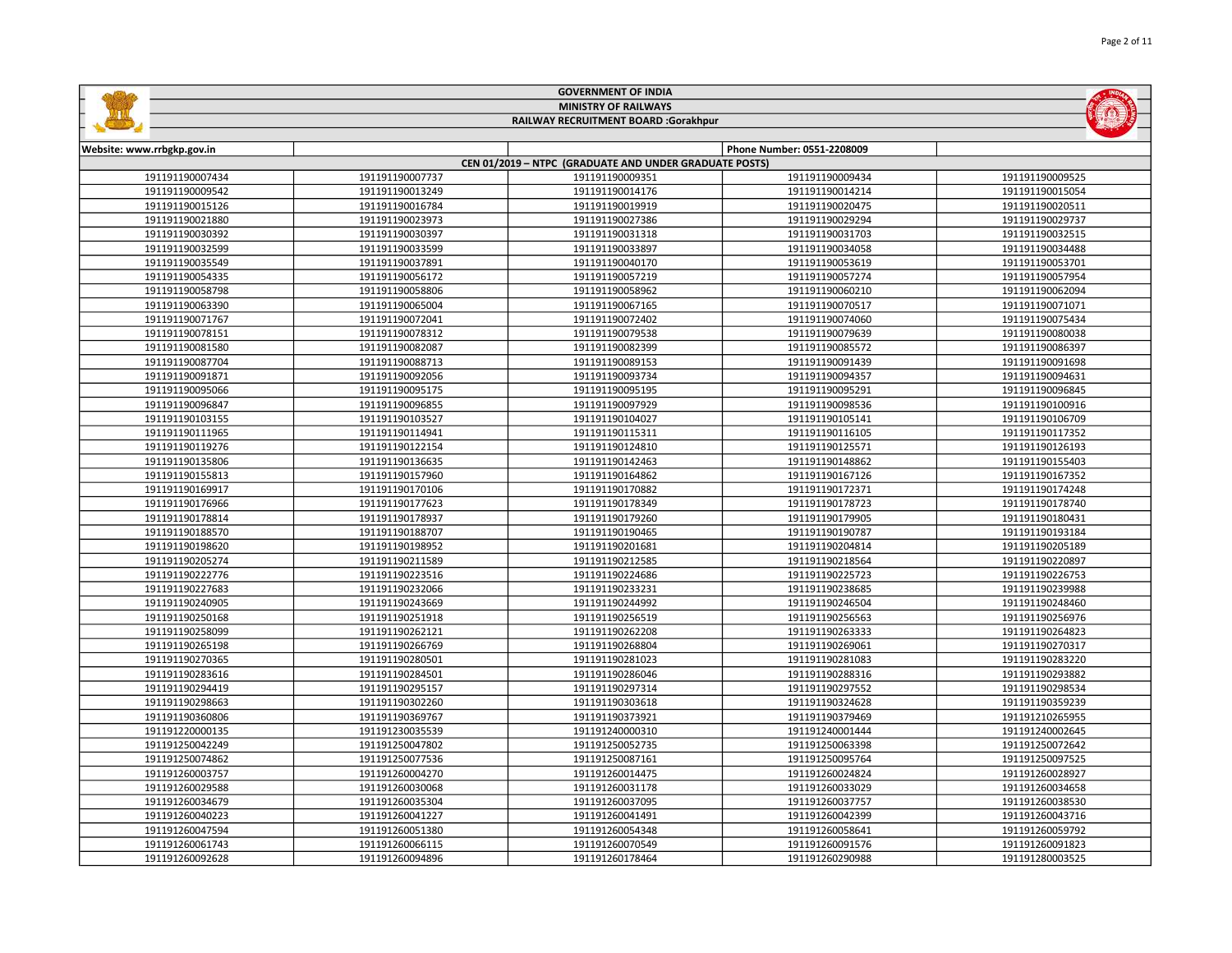# GOVERNMENT OF INDIA

## MINISTRY OF RAILWAYS

### RAILWAY RECRUITMENT BOARD :Gorakhpur

| Website: www.rrbgkp.gov.in | | | Phone Number: 0551-2208009 | |
|---|---|---|---|---|
| CEN 01/2019 – NTPC (GRADUATE AND UNDER GRADUATE POSTS) | | | | |
| 191191190007434 | 191191190007737 | 191191190009351 | 191191190009434 | 191191190009525 |
| 191191190009542 | 191191190013249 | 191191190014176 | 191191190014214 | 191191190015054 |
| 191191190015126 | 191191190016784 | 191191190019919 | 191191190020475 | 191191190020511 |
| 191191190021880 | 191191190023973 | 191191190027386 | 191191190029294 | 191191190029737 |
| 191191190030392 | 191191190030397 | 191191190031318 | 191191190031703 | 191191190032515 |
| 191191190032599 | 191191190033599 | 191191190033897 | 191191190034058 | 191191190034488 |
| 191191190035549 | 191191190037891 | 191191190040170 | 191191190053619 | 191191190053701 |
| 191191190054335 | 191191190056172 | 191191190057219 | 191191190057274 | 191191190057954 |
| 191191190058798 | 191191190058806 | 191191190058962 | 191191190060210 | 191191190062094 |
| 191191190063390 | 191191190065004 | 191191190067165 | 191191190070517 | 191191190071071 |
| 191191190071767 | 191191190072041 | 191191190072402 | 191191190074060 | 191191190075434 |
| 191191190078151 | 191191190078312 | 191191190079538 | 191191190079639 | 191191190080038 |
| 191191190081580 | 191191190082087 | 191191190082399 | 191191190085572 | 191191190086397 |
| 191191190087704 | 191191190088713 | 191191190089153 | 191191190091439 | 191191190091698 |
| 191191190091871 | 191191190092056 | 191191190093734 | 191191190094357 | 191191190094631 |
| 191191190095066 | 191191190095175 | 191191190095195 | 191191190095291 | 191191190096845 |
| 191191190096847 | 191191190096855 | 191191190097929 | 191191190098536 | 191191190100916 |
| 191191190103155 | 191191190103527 | 191191190104027 | 191191190105141 | 191191190106709 |
| 191191190111965 | 191191190114941 | 191191190115311 | 191191190116105 | 191191190117352 |
| 191191190119276 | 191191190122154 | 191191190124810 | 191191190125571 | 191191190126193 |
| 191191190135806 | 191191190136635 | 191191190142463 | 191191190148862 | 191191190155403 |
| 191191190155813 | 191191190157960 | 191191190164862 | 191191190167126 | 191191190167352 |
| 191191190169917 | 191191190170106 | 191191190170882 | 191191190172371 | 191191190174248 |
| 191191190176966 | 191191190177623 | 191191190178349 | 191191190178723 | 191191190178740 |
| 191191190178814 | 191191190178937 | 191191190179260 | 191191190179905 | 191191190180431 |
| 191191190188570 | 191191190188707 | 191191190190465 | 191191190190787 | 191191190193184 |
| 191191190198620 | 191191190198952 | 191191190201681 | 191191190204814 | 191191190205189 |
| 191191190205274 | 191191190211589 | 191191190212585 | 191191190218564 | 191191190220897 |
| 191191190222776 | 191191190223516 | 191191190224686 | 191191190225723 | 191191190226753 |
| 191191190227683 | 191191190232066 | 191191190233231 | 191191190238685 | 191191190239988 |
| 191191190240905 | 191191190243669 | 191191190244992 | 191191190246504 | 191191190248460 |
| 191191190250168 | 191191190251918 | 191191190256519 | 191191190256563 | 191191190256976 |
| 191191190258099 | 191191190262121 | 191191190262208 | 191191190263333 | 191191190264823 |
| 191191190265198 | 191191190266769 | 191191190268804 | 191191190269061 | 191191190270317 |
| 191191190270365 | 191191190280501 | 191191190281023 | 191191190281083 | 191191190283220 |
| 191191190283616 | 191191190284501 | 191191190286046 | 191191190286316 | 191191190293882 |
| 191191190294419 | 191191190295157 | 191191190297314 | 191191190297552 | 191191190298534 |
| 191191190298663 | 191191190302260 | 191191190303618 | 191191190324628 | 191191190359239 |
| 191191190360806 | 191191190369767 | 191191190373921 | 191191190379469 | 191191210265955 |
| 191191220000135 | 191191230035539 | 191191240000310 | 191191240001444 | 191191240002645 |
| 191191250042249 | 191191250047802 | 191191250052735 | 191191250063398 | 191191250072642 |
| 191191250074862 | 191191250077536 | 191191250087161 | 191191250095764 | 191191250097525 |
| 191191260003757 | 191191260004270 | 191191260014475 | 191191260024824 | 191191260028927 |
| 191191260029588 | 191191260030068 | 191191260031178 | 191191260033029 | 191191260034658 |
| 191191260034679 | 191191260035304 | 191191260037095 | 191191260037757 | 191191260038530 |
| 191191260040223 | 191191260041227 | 191191260041491 | 191191260042399 | 191191260043716 |
| 191191260047594 | 191191260051380 | 191191260054348 | 191191260058641 | 191191260059792 |
| 191191260061743 | 191191260066115 | 191191260070549 | 191191260091576 | 191191260091823 |
| 191191260092628 | 191191260094896 | 191191260178464 | 191191260290988 | 191191280003525 |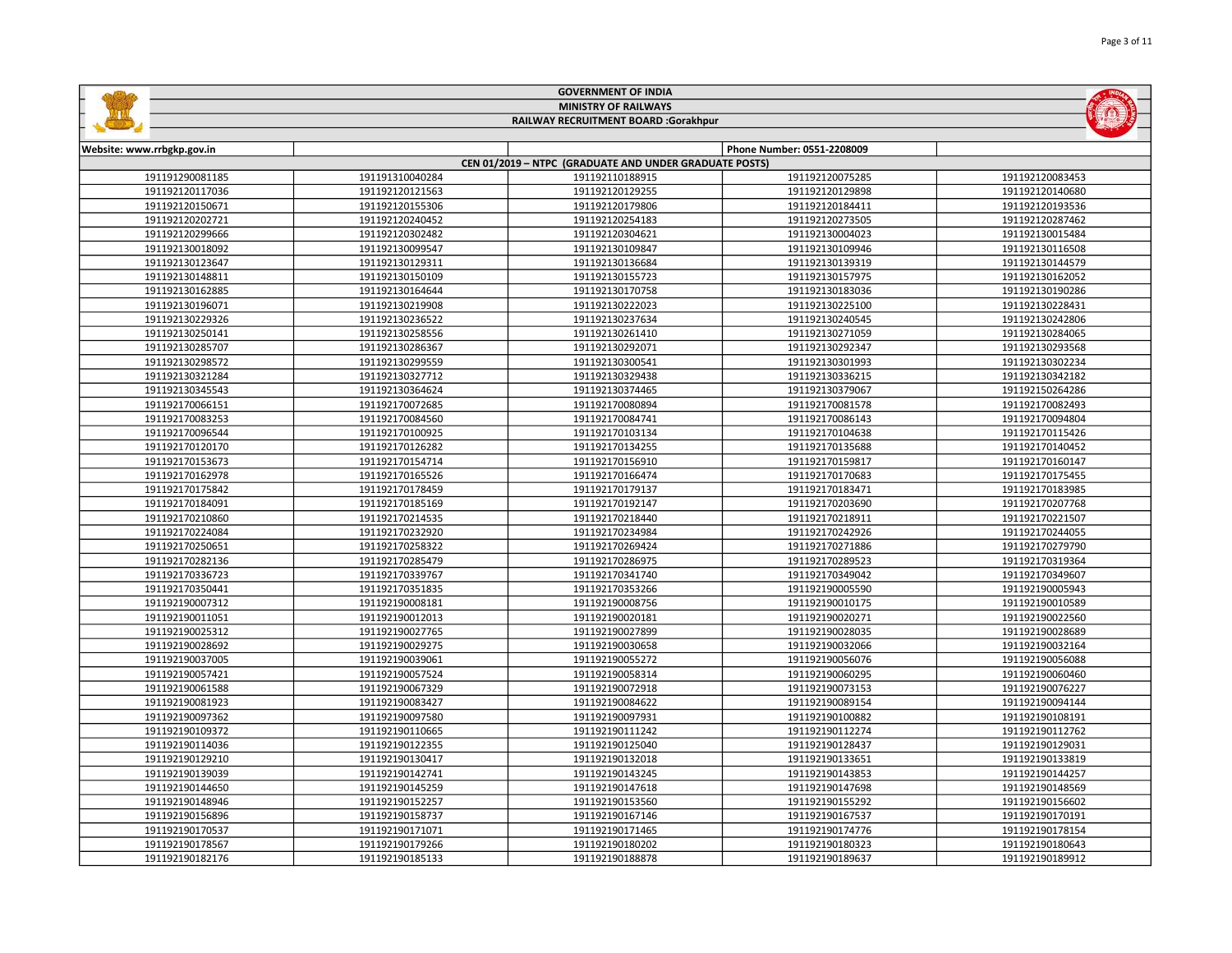# GOVERNMENT OF INDIA

## MINISTRY OF RAILWAYS

### RAILWAY RECRUITMENT BOARD :Gorakhpur

| Website: www.rrbgkp.gov.in | | | Phone Number: 0551-2208009 | |
|---|---|---|---|---|
| CEN 01/2019 – NTPC (GRADUATE AND UNDER GRADUATE POSTS) | | | | |
| 191191290081185 | 191191310040284 | 191192110188915 | 191192120075285 | 191192120083453 |
| 191192120117036 | 191192120121563 | 191192120129255 | 191192120129898 | 191192120140680 |
| 191192120150671 | 191192120155306 | 191192120179806 | 191192120184411 | 191192120193536 |
| 191192120202721 | 191192120240452 | 191192120254183 | 191192120273505 | 191192120287462 |
| 191192120299666 | 191192120302482 | 191192120304621 | 191192130004023 | 191192130015484 |
| 191192130018092 | 191192130099547 | 191192130109847 | 191192130109946 | 191192130116508 |
| 191192130123647 | 191192130129311 | 191192130136684 | 191192130139319 | 191192130144579 |
| 191192130148811 | 191192130150109 | 191192130155723 | 191192130157975 | 191192130162052 |
| 191192130162885 | 191192130164644 | 191192130170758 | 191192130183036 | 191192130190286 |
| 191192130196071 | 191192130219908 | 191192130222023 | 191192130225100 | 191192130228431 |
| 191192130229326 | 191192130236522 | 191192130237634 | 191192130240545 | 191192130242806 |
| 191192130250141 | 191192130258556 | 191192130261410 | 191192130271059 | 191192130284065 |
| 191192130285707 | 191192130286367 | 191192130292071 | 191192130292347 | 191192130293568 |
| 191192130298572 | 191192130299559 | 191192130300541 | 191192130301993 | 191192130302234 |
| 191192130321284 | 191192130327712 | 191192130329438 | 191192130336215 | 191192130342182 |
| 191192130345543 | 191192130364624 | 191192130374465 | 191192130379067 | 191192150264286 |
| 191192170066151 | 191192170072685 | 191192170080894 | 191192170081578 | 191192170082493 |
| 191192170083253 | 191192170084560 | 191192170084741 | 191192170086143 | 191192170094804 |
| 191192170096544 | 191192170100925 | 191192170103134 | 191192170104638 | 191192170115426 |
| 191192170120170 | 191192170126282 | 191192170134255 | 191192170135688 | 191192170140452 |
| 191192170153673 | 191192170154714 | 191192170156910 | 191192170159817 | 191192170160147 |
| 191192170162978 | 191192170165526 | 191192170166474 | 191192170170683 | 191192170175455 |
| 191192170175842 | 191192170178459 | 191192170179137 | 191192170183471 | 191192170183985 |
| 191192170184091 | 191192170185169 | 191192170192147 | 191192170203690 | 191192170207768 |
| 191192170210860 | 191192170214535 | 191192170218440 | 191192170218911 | 191192170221507 |
| 191192170224084 | 191192170232920 | 191192170234984 | 191192170242926 | 191192170244055 |
| 191192170250651 | 191192170258322 | 191192170269424 | 191192170271886 | 191192170279790 |
| 191192170282136 | 191192170285479 | 191192170286975 | 191192170289523 | 191192170319364 |
| 191192170336723 | 191192170339767 | 191192170341740 | 191192170349042 | 191192170349607 |
| 191192170350441 | 191192170351835 | 191192170353266 | 191192190005590 | 191192190005943 |
| 191192190007312 | 191192190008181 | 191192190008756 | 191192190010175 | 191192190010589 |
| 191192190011051 | 191192190012013 | 191192190020181 | 191192190020271 | 191192190022560 |
| 191192190025312 | 191192190027765 | 191192190027899 | 191192190028035 | 191192190028689 |
| 191192190028692 | 191192190029275 | 191192190030658 | 191192190032066 | 191192190032164 |
| 191192190037005 | 191192190039061 | 191192190055272 | 191192190056076 | 191192190056088 |
| 191192190057421 | 191192190057524 | 191192190058314 | 191192190060295 | 191192190060460 |
| 191192190061588 | 191192190067329 | 191192190072918 | 191192190073153 | 191192190076227 |
| 191192190081923 | 191192190083427 | 191192190084622 | 191192190089154 | 191192190094144 |
| 191192190097362 | 191192190097580 | 191192190097931 | 191192190100882 | 191192190108191 |
| 191192190109372 | 191192190110665 | 191192190111242 | 191192190112274 | 191192190112762 |
| 191192190114036 | 191192190122355 | 191192190125040 | 191192190128437 | 191192190129031 |
| 191192190129210 | 191192190130417 | 191192190132018 | 191192190133651 | 191192190133819 |
| 191192190139039 | 191192190142741 | 191192190143245 | 191192190143853 | 191192190144257 |
| 191192190144650 | 191192190145259 | 191192190147618 | 191192190147698 | 191192190148569 |
| 191192190148946 | 191192190152257 | 191192190153560 | 191192190155292 | 191192190156602 |
| 191192190156896 | 191192190158737 | 191192190167146 | 191192190167537 | 191192190170191 |
| 191192190170537 | 191192190171071 | 191192190171465 | 191192190174776 | 191192190178154 |
| 191192190178567 | 191192190179266 | 191192190180202 | 191192190180323 | 191192190180643 |
| 191192190182176 | 191192190185133 | 191192190188878 | 191192190189637 | 191192190189912 |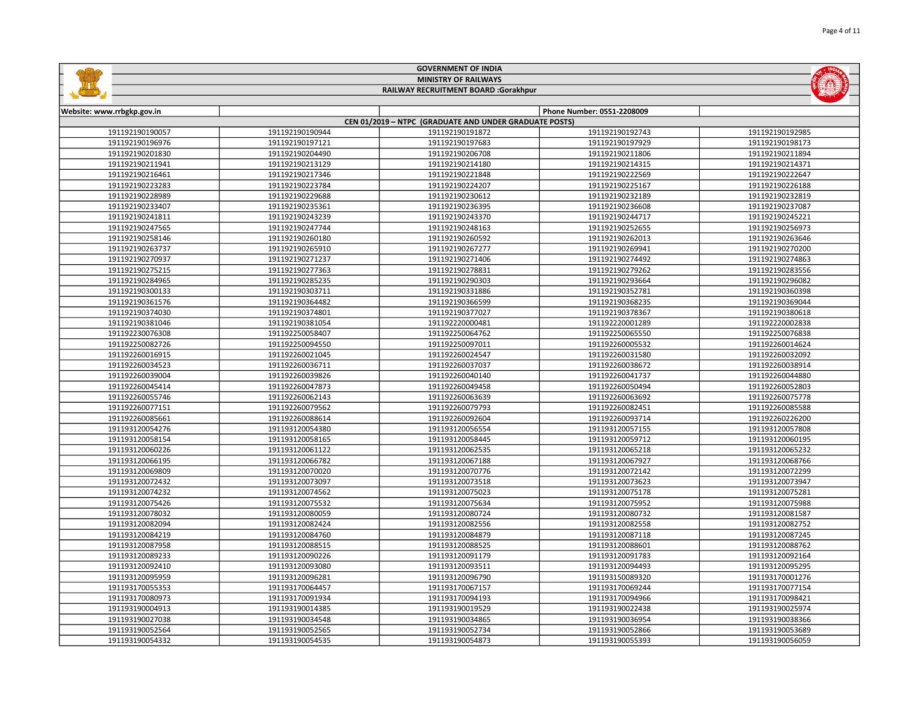# GOVERNMENT OF INDIA

## MINISTRY OF RAILWAYS

### RAILWAY RECRUITMENT BOARD :Gorakhpur

Website: www.rrbgkp.gov.in | Phone Number: 0551-2208009

**CEN 01/2019 – NTPC (GRADUATE AND UNDER GRADUATE POSTS)**

| | | | | |
|---|---|---|---|---|
| 191192190190057 | 191192190190944 | 191192190191872 | 191192190192743 | 191192190192985 |
| 191192190196976 | 191192190197121 | 191192190197683 | 191192190197929 | 191192190198173 |
| 191192190201830 | 191192190204490 | 191192190206708 | 191192190211806 | 191192190211894 |
| 191192190211941 | 191192190213129 | 191192190214180 | 191192190214315 | 191192190214371 |
| 191192190216461 | 191192190217346 | 191192190221848 | 191192190222569 | 191192190222647 |
| 191192190223283 | 191192190223784 | 191192190224207 | 191192190225167 | 191192190226188 |
| 191192190228989 | 191192190229688 | 191192190230612 | 191192190232189 | 191192190232819 |
| 191192190233407 | 191192190235361 | 191192190236395 | 191192190236608 | 191192190237087 |
| 191192190241811 | 191192190243239 | 191192190243370 | 191192190244717 | 191192190245221 |
| 191192190247565 | 191192190247744 | 191192190248163 | 191192190252655 | 191192190256973 |
| 191192190258146 | 191192190260180 | 191192190260592 | 191192190262013 | 191192190263646 |
| 191192190263737 | 191192190265910 | 191192190267277 | 191192190269941 | 191192190270200 |
| 191192190270937 | 191192190271237 | 191192190271406 | 191192190274492 | 191192190274863 |
| 191192190275215 | 191192190277363 | 191192190278831 | 191192190279262 | 191192190283556 |
| 191192190284965 | 191192190285235 | 191192190290303 | 191192190293664 | 191192190296082 |
| 191192190300133 | 191192190303711 | 191192190331886 | 191192190352781 | 191192190360398 |
| 191192190361576 | 191192190364482 | 191192190366599 | 191192190368235 | 191192190369044 |
| 191192190374030 | 191192190374801 | 191192190377027 | 191192190380367 | 191192190380618 |
| 191192190381046 | 191192190381054 | 191192220000481 | 191192220001289 | 191192220002838 |
| 191192230076308 | 191192250058407 | 191192250064762 | 191192250065550 | 191192250076838 |
| 191192250082726 | 191192250094550 | 191192250097011 | 191192260005532 | 191192260014624 |
| 191192260016915 | 191192260021045 | 191192260024547 | 191192260031580 | 191192260032092 |
| 191192260034523 | 191192260036711 | 191192260037037 | 191192260038672 | 191192260038914 |
| 191192260039004 | 191192260039826 | 191192260040140 | 191192260041737 | 191192260044880 |
| 191192260045414 | 191192260047873 | 191192260049458 | 191192260050494 | 191192260052803 |
| 191192260055746 | 191192260062143 | 191192260063639 | 191192260063692 | 191192260075778 |
| 191192260077151 | 191192260079562 | 191192260079793 | 191192260082451 | 191192260085588 |
| 191192260085661 | 191192260088614 | 191192260092604 | 191192260093714 | 191192260226200 |
| 191193120054276 | 191193120054380 | 191193120056554 | 191193120057155 | 191193120057808 |
| 191193120058154 | 191193120058165 | 191193120058445 | 191193120059712 | 191193120060195 |
| 191193120060226 | 191193120061122 | 191193120062535 | 191193120065218 | 191193120065232 |
| 191193120066195 | 191193120066782 | 191193120067188 | 191193120067927 | 191193120068766 |
| 191193120069809 | 191193120070020 | 191193120070776 | 191193120072142 | 191193120072299 |
| 191193120072432 | 191193120073097 | 191193120073518 | 191193120073623 | 191193120073947 |
| 191193120074232 | 191193120074562 | 191193120075023 | 191193120075178 | 191193120075281 |
| 191193120075426 | 191193120075532 | 191193120075634 | 191193120075952 | 191193120075988 |
| 191193120078032 | 191193120080059 | 191193120080724 | 191193120080732 | 191193120081587 |
| 191193120082094 | 191193120082424 | 191193120082556 | 191193120082558 | 191193120082752 |
| 191193120084219 | 191193120084760 | 191193120084879 | 191193120087118 | 191193120087245 |
| 191193120087958 | 191193120088515 | 191193120088525 | 191193120088601 | 191193120088762 |
| 191193120089233 | 191193120090226 | 191193120091179 | 191193120091783 | 191193120092164 |
| 191193120092410 | 191193120093080 | 191193120093511 | 191193120094493 | 191193120095295 |
| 191193120095959 | 191193120096281 | 191193120096790 | 191193150089320 | 191193170001276 |
| 191193170055353 | 191193170064457 | 191193170067157 | 191193170069244 | 191193170077154 |
| 191193170080973 | 191193170091934 | 191193170094193 | 191193170094966 | 191193170098421 |
| 191193190004913 | 191193190014385 | 191193190019529 | 191193190022438 | 191193190025974 |
| 191193190027038 | 191193190034548 | 191193190034865 | 191193190036954 | 191193190038366 |
| 191193190052564 | 191193190052565 | 191193190052734 | 191193190052866 | 191193190053689 |
| 191193190054332 | 191193190054535 | 191193190054873 | 191193190055393 | 191193190056059 |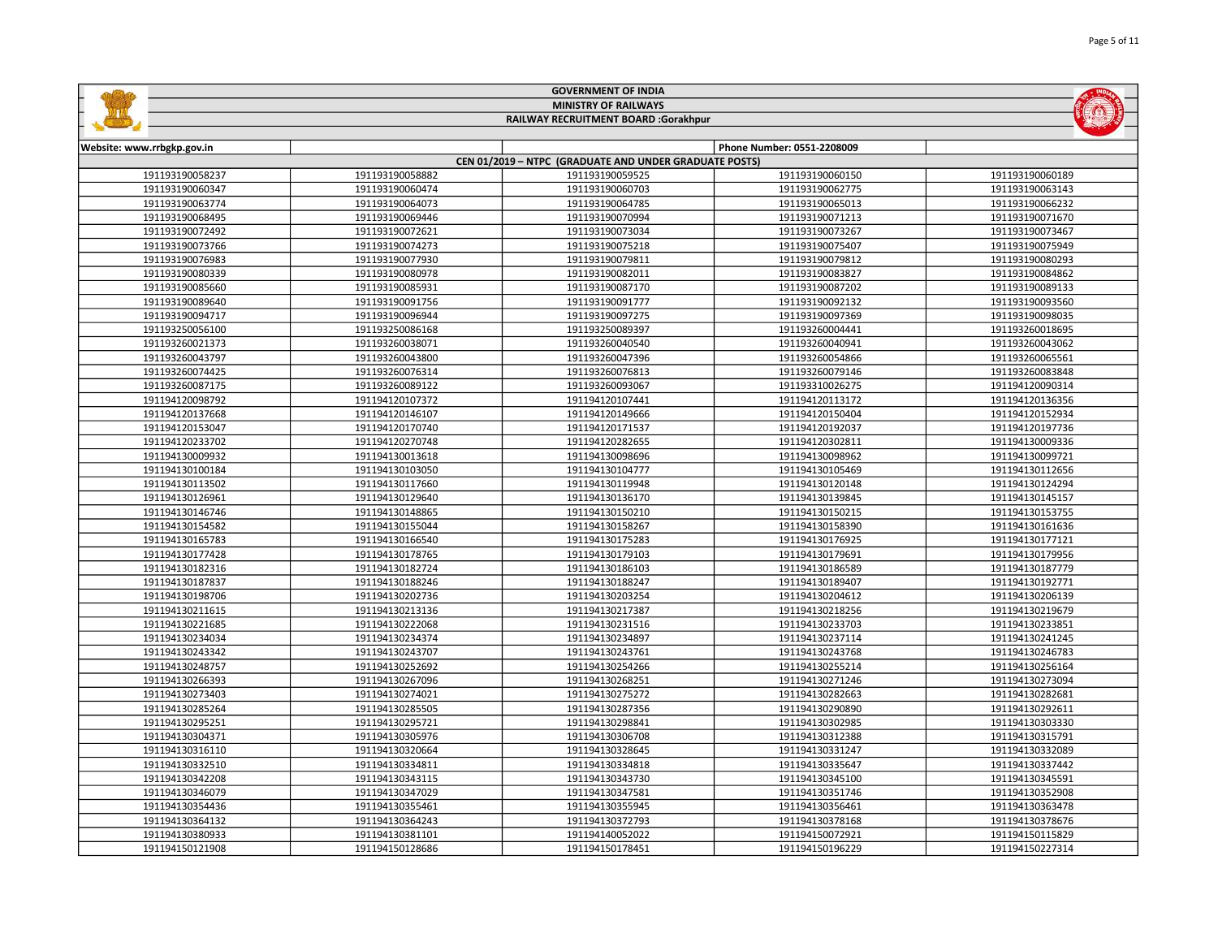# GOVERNMENT OF INDIA

## MINISTRY OF RAILWAYS

## RAILWAY RECRUITMENT BOARD :Gorakhpur

| Website: www.rrbgkp.gov.in | | | Phone Number: 0551-2208009 | |
|---|---|---|---|---|
| CEN 01/2019 – NTPC (GRADUATE AND UNDER GRADUATE POSTS) | | | | |
| 191193190058237 | 191193190058882 | 191193190059525 | 191193190060150 | 191193190060189 |
| 191193190060347 | 191193190060474 | 191193190060703 | 191193190062775 | 191193190063143 |
| 191193190063774 | 191193190064073 | 191193190064785 | 191193190065013 | 191193190066232 |
| 191193190068495 | 191193190069446 | 191193190070994 | 191193190071213 | 191193190071670 |
| 191193190072492 | 191193190072621 | 191193190073034 | 191193190073267 | 191193190073467 |
| 191193190073766 | 191193190074273 | 191193190075218 | 191193190075407 | 191193190075949 |
| 191193190076983 | 191193190077930 | 191193190079811 | 191193190079812 | 191193190080293 |
| 191193190080339 | 191193190080978 | 191193190082011 | 191193190083827 | 191193190084862 |
| 191193190085660 | 191193190085931 | 191193190087170 | 191193190087202 | 191193190089133 |
| 191193190089640 | 191193190091756 | 191193190091777 | 191193190092132 | 191193190093560 |
| 191193190094717 | 191193190096944 | 191193190097275 | 191193190097369 | 191193190098035 |
| 191193250056100 | 191193250086168 | 191193250089397 | 191193260004441 | 191193260018695 |
| 191193260021373 | 191193260038071 | 191193260040540 | 191193260040941 | 191193260043062 |
| 191193260043797 | 191193260043800 | 191193260047396 | 191193260054866 | 191193260065561 |
| 191193260074425 | 191193260076314 | 191193260076813 | 191193260079146 | 191193260083848 |
| 191193260087175 | 191193260089122 | 191193260093067 | 191193310026275 | 191194120090314 |
| 191194120098792 | 191194120107372 | 191194120107441 | 191194120113172 | 191194120136356 |
| 191194120137668 | 191194120146107 | 191194120149666 | 191194120150404 | 191194120152934 |
| 191194120153047 | 191194120170740 | 191194120171537 | 191194120192037 | 191194120197736 |
| 191194120233702 | 191194120270748 | 191194120282655 | 191194120302811 | 191194130009336 |
| 191194130009932 | 191194130013618 | 191194130098696 | 191194130098962 | 191194130099721 |
| 191194130100184 | 191194130103050 | 191194130104777 | 191194130105469 | 191194130112656 |
| 191194130113502 | 191194130117660 | 191194130119948 | 191194130120148 | 191194130124294 |
| 191194130126961 | 191194130129640 | 191194130136170 | 191194130139845 | 191194130145157 |
| 191194130146746 | 191194130148865 | 191194130150210 | 191194130150215 | 191194130153755 |
| 191194130154582 | 191194130155044 | 191194130158267 | 191194130158390 | 191194130161636 |
| 191194130165783 | 191194130166540 | 191194130175283 | 191194130176925 | 191194130177121 |
| 191194130177428 | 191194130178765 | 191194130179103 | 191194130179691 | 191194130179956 |
| 191194130182316 | 191194130182724 | 191194130186103 | 191194130186589 | 191194130187779 |
| 191194130187837 | 191194130188246 | 191194130188247 | 191194130189407 | 191194130192771 |
| 191194130198706 | 191194130202736 | 191194130203254 | 191194130204612 | 191194130206139 |
| 191194130211615 | 191194130213136 | 191194130217387 | 191194130218256 | 191194130219679 |
| 191194130221685 | 191194130222068 | 191194130231516 | 191194130233703 | 191194130233851 |
| 191194130234034 | 191194130234374 | 191194130234897 | 191194130237114 | 191194130241245 |
| 191194130243342 | 191194130243707 | 191194130243761 | 191194130243768 | 191194130246783 |
| 191194130248757 | 191194130252692 | 191194130254266 | 191194130255214 | 191194130256164 |
| 191194130266393 | 191194130267096 | 191194130268251 | 191194130271246 | 191194130273094 |
| 191194130273403 | 191194130274021 | 191194130275272 | 191194130282663 | 191194130282681 |
| 191194130285264 | 191194130285505 | 191194130287356 | 191194130290890 | 191194130292611 |
| 191194130295251 | 191194130295721 | 191194130298841 | 191194130302985 | 191194130303330 |
| 191194130304371 | 191194130305976 | 191194130306708 | 191194130312388 | 191194130315791 |
| 191194130316110 | 191194130320664 | 191194130328645 | 191194130331247 | 191194130332089 |
| 191194130332510 | 191194130334811 | 191194130334818 | 191194130335647 | 191194130337442 |
| 191194130342208 | 191194130343115 | 191194130343730 | 191194130345100 | 191194130345591 |
| 191194130346079 | 191194130347029 | 191194130347581 | 191194130351746 | 191194130352908 |
| 191194130354436 | 191194130355461 | 191194130355945 | 191194130356461 | 191194130363478 |
| 191194130364132 | 191194130364243 | 191194130372793 | 191194130378168 | 191194130378676 |
| 191194130380933 | 191194130381101 | 191194140052022 | 191194150072921 | 191194150115829 |
| 191194150121908 | 191194150128686 | 191194150178451 | 191194150196229 | 191194150227314 |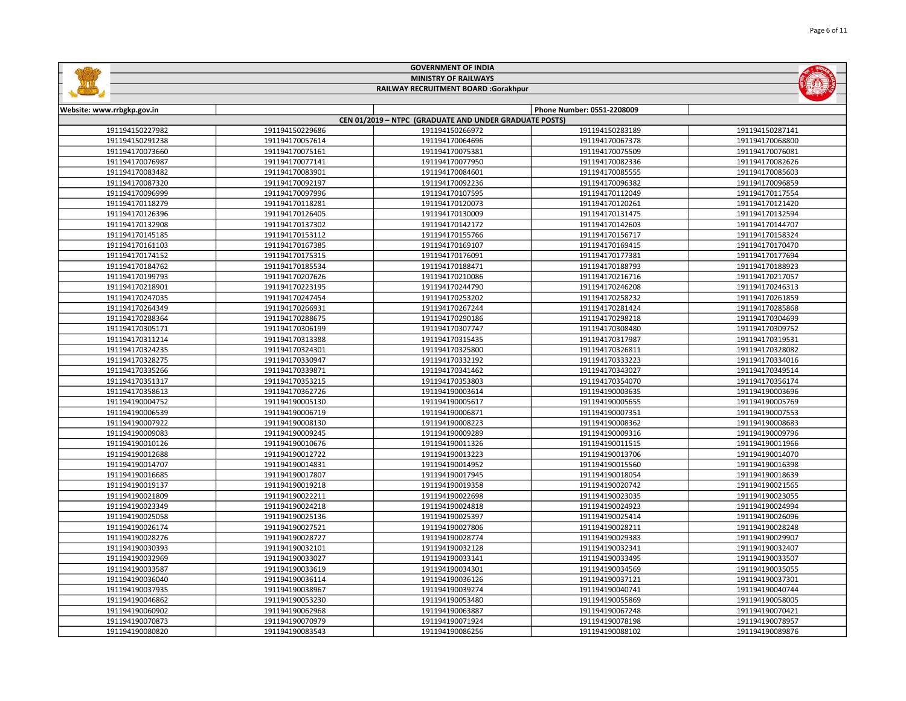# GOVERNMENT OF INDIA

## MINISTRY OF RAILWAYS

## RAILWAY RECRUITMENT BOARD :Gorakhpur

| Website: www.rrbgkp.gov.in | | | Phone Number: 0551-2208009 | |
|---|---|---|---|---|
| CEN 01/2019 – NTPC (GRADUATE AND UNDER GRADUATE POSTS) | | | | |
| 191194150227982 | 191194150229686 | 191194150266972 | 191194150283189 | 191194150287141 |
| 191194150291238 | 191194170057614 | 191194170064696 | 191194170067378 | 191194170068800 |
| 191194170073660 | 191194170075161 | 191194170075381 | 191194170075509 | 191194170076081 |
| 191194170076987 | 191194170077141 | 191194170077950 | 191194170082336 | 191194170082626 |
| 191194170083482 | 191194170083901 | 191194170084601 | 191194170085555 | 191194170085603 |
| 191194170087320 | 191194170092197 | 191194170092236 | 191194170096382 | 191194170096859 |
| 191194170096999 | 191194170097996 | 191194170107595 | 191194170112049 | 191194170117554 |
| 191194170118279 | 191194170118281 | 191194170120073 | 191194170120261 | 191194170121420 |
| 191194170126396 | 191194170126405 | 191194170130009 | 191194170131475 | 191194170132594 |
| 191194170132908 | 191194170137302 | 191194170142172 | 191194170142603 | 191194170144707 |
| 191194170145185 | 191194170153112 | 191194170155766 | 191194170156717 | 191194170158324 |
| 191194170161103 | 191194170167385 | 191194170169107 | 191194170169415 | 191194170170470 |
| 191194170174152 | 191194170175315 | 191194170176091 | 191194170177381 | 191194170177694 |
| 191194170184762 | 191194170185534 | 191194170188471 | 191194170188793 | 191194170188923 |
| 191194170199793 | 191194170207626 | 191194170210086 | 191194170216716 | 191194170217057 |
| 191194170218901 | 191194170223195 | 191194170244790 | 191194170246208 | 191194170246313 |
| 191194170247035 | 191194170247454 | 191194170253202 | 191194170258232 | 191194170261859 |
| 191194170264349 | 191194170266931 | 191194170267244 | 191194170281424 | 191194170285868 |
| 191194170288364 | 191194170288675 | 191194170290186 | 191194170298218 | 191194170304699 |
| 191194170305171 | 191194170306199 | 191194170307747 | 191194170308480 | 191194170309752 |
| 191194170311214 | 191194170313388 | 191194170315435 | 191194170317987 | 191194170319531 |
| 191194170324235 | 191194170324301 | 191194170325800 | 191194170326811 | 191194170328082 |
| 191194170328275 | 191194170330947 | 191194170332192 | 191194170333223 | 191194170334016 |
| 191194170335266 | 191194170339871 | 191194170341462 | 191194170343027 | 191194170349514 |
| 191194170351317 | 191194170353215 | 191194170353803 | 191194170354070 | 191194170356174 |
| 191194170358613 | 191194170362726 | 191194190003614 | 191194190003635 | 191194190003696 |
| 191194190004752 | 191194190005130 | 191194190005617 | 191194190005655 | 191194190005769 |
| 191194190006539 | 191194190006719 | 191194190006871 | 191194190007351 | 191194190007553 |
| 191194190007922 | 191194190008130 | 191194190008223 | 191194190008362 | 191194190008683 |
| 191194190009083 | 191194190009245 | 191194190009289 | 191194190009316 | 191194190009796 |
| 191194190010126 | 191194190010676 | 191194190011326 | 191194190011515 | 191194190011966 |
| 191194190012688 | 191194190012722 | 191194190013223 | 191194190013706 | 191194190014070 |
| 191194190014707 | 191194190014831 | 191194190014952 | 191194190015560 | 191194190016398 |
| 191194190016685 | 191194190017807 | 191194190017945 | 191194190018054 | 191194190018639 |
| 191194190019137 | 191194190019218 | 191194190019358 | 191194190020742 | 191194190021565 |
| 191194190021809 | 191194190022211 | 191194190022698 | 191194190023035 | 191194190023055 |
| 191194190023349 | 191194190024218 | 191194190024818 | 191194190024923 | 191194190024994 |
| 191194190025058 | 191194190025136 | 191194190025397 | 191194190025414 | 191194190026096 |
| 191194190026174 | 191194190027521 | 191194190027806 | 191194190028211 | 191194190028248 |
| 191194190028276 | 191194190028727 | 191194190028774 | 191194190029383 | 191194190029907 |
| 191194190030393 | 191194190032101 | 191194190032128 | 191194190032341 | 191194190032407 |
| 191194190032969 | 191194190033027 | 191194190033141 | 191194190033495 | 191194190033507 |
| 191194190033587 | 191194190033619 | 191194190034301 | 191194190034569 | 191194190035055 |
| 191194190036040 | 191194190036114 | 191194190036126 | 191194190037121 | 191194190037301 |
| 191194190037935 | 191194190038967 | 191194190039274 | 191194190040741 | 191194190040744 |
| 191194190046862 | 191194190053230 | 191194190053480 | 191194190055869 | 191194190058005 |
| 191194190060902 | 191194190062968 | 191194190063887 | 191194190067248 | 191194190070421 |
| 191194190070873 | 191194190070979 | 191194190071924 | 191194190078198 | 191194190078957 |
| 191194190080820 | 191194190083543 | 191194190086256 | 191194190088102 | 191194190089876 |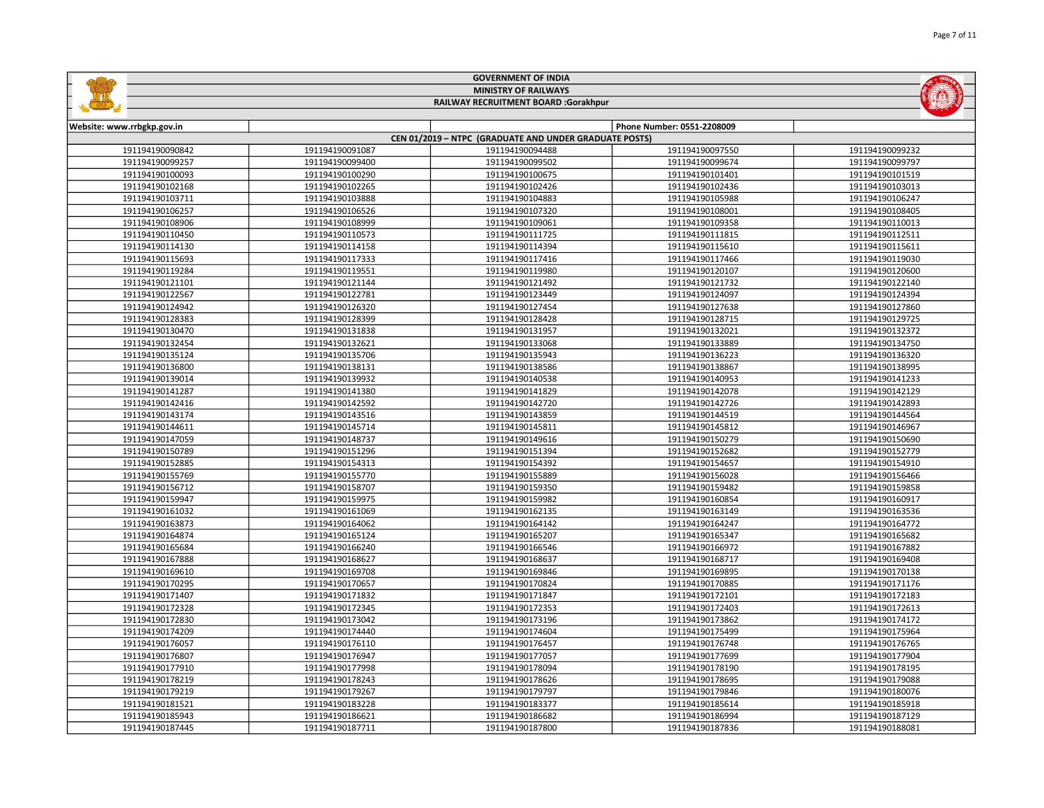# GOVERNMENT OF INDIA

## MINISTRY OF RAILWAYS

### RAILWAY RECRUITMENT BOARD :Gorakhpur

| Website: www.rrbgkp.gov.in | | | Phone Number: 0551-2208009 | |
|---|---|---|---|---|
| CEN 01/2019 – NTPC (GRADUATE AND UNDER GRADUATE POSTS) | | | | |
| 191194190090842 | 191194190091087 | 191194190094488 | 191194190097550 | 191194190099232 |
| 191194190099257 | 191194190099400 | 191194190099502 | 191194190099674 | 191194190099797 |
| 191194190100093 | 191194190100290 | 191194190100675 | 191194190101401 | 191194190101519 |
| 191194190102168 | 191194190102265 | 191194190102426 | 191194190102436 | 191194190103013 |
| 191194190103711 | 191194190103888 | 191194190104883 | 191194190105988 | 191194190106247 |
| 191194190106257 | 191194190106526 | 191194190107320 | 191194190108001 | 191194190108405 |
| 191194190108906 | 191194190108999 | 191194190109061 | 191194190109358 | 191194190110013 |
| 191194190110450 | 191194190110573 | 191194190111725 | 191194190111815 | 191194190112511 |
| 191194190114130 | 191194190114158 | 191194190114394 | 191194190115610 | 191194190115611 |
| 191194190115693 | 191194190117333 | 191194190117416 | 191194190117466 | 191194190119030 |
| 191194190119284 | 191194190119551 | 191194190119980 | 191194190120107 | 191194190120600 |
| 191194190121101 | 191194190121144 | 191194190121492 | 191194190121732 | 191194190122140 |
| 191194190122567 | 191194190122781 | 191194190123449 | 191194190124097 | 191194190124394 |
| 191194190124942 | 191194190126320 | 191194190127454 | 191194190127638 | 191194190127860 |
| 191194190128383 | 191194190128399 | 191194190128428 | 191194190128715 | 191194190129725 |
| 191194190130470 | 191194190131838 | 191194190131957 | 191194190132021 | 191194190132372 |
| 191194190132454 | 191194190132621 | 191194190133068 | 191194190133889 | 191194190134750 |
| 191194190135124 | 191194190135706 | 191194190135943 | 191194190136223 | 191194190136320 |
| 191194190136800 | 191194190138131 | 191194190138586 | 191194190138867 | 191194190138995 |
| 191194190139014 | 191194190139932 | 191194190140538 | 191194190140953 | 191194190141233 |
| 191194190141287 | 191194190141380 | 191194190141829 | 191194190142078 | 191194190142129 |
| 191194190142416 | 191194190142592 | 191194190142720 | 191194190142726 | 191194190142893 |
| 191194190143174 | 191194190143516 | 191194190143859 | 191194190144519 | 191194190144564 |
| 191194190144611 | 191194190145714 | 191194190145811 | 191194190145812 | 191194190146967 |
| 191194190147059 | 191194190148737 | 191194190149616 | 191194190150279 | 191194190150690 |
| 191194190150789 | 191194190151296 | 191194190151394 | 191194190152682 | 191194190152779 |
| 191194190152885 | 191194190154313 | 191194190154392 | 191194190154657 | 191194190154910 |
| 191194190155769 | 191194190155770 | 191194190155889 | 191194190156028 | 191194190156466 |
| 191194190156712 | 191194190158707 | 191194190159350 | 191194190159482 | 191194190159858 |
| 191194190159947 | 191194190159975 | 191194190159982 | 191194190160854 | 191194190160917 |
| 191194190161032 | 191194190161069 | 191194190162135 | 191194190163149 | 191194190163536 |
| 191194190163873 | 191194190164062 | 191194190164142 | 191194190164247 | 191194190164772 |
| 191194190164874 | 191194190165124 | 191194190165207 | 191194190165347 | 191194190165682 |
| 191194190165684 | 191194190166240 | 191194190166546 | 191194190166972 | 191194190167882 |
| 191194190167888 | 191194190168627 | 191194190168637 | 191194190168717 | 191194190169408 |
| 191194190169610 | 191194190169708 | 191194190169846 | 191194190169895 | 191194190170138 |
| 191194190170295 | 191194190170657 | 191194190170824 | 191194190170885 | 191194190171176 |
| 191194190171407 | 191194190171832 | 191194190171847 | 191194190172101 | 191194190172183 |
| 191194190172328 | 191194190172345 | 191194190172353 | 191194190172403 | 191194190172613 |
| 191194190172830 | 191194190173042 | 191194190173196 | 191194190173862 | 191194190174172 |
| 191194190174209 | 191194190174440 | 191194190174604 | 191194190175499 | 191194190175964 |
| 191194190176057 | 191194190176110 | 191194190176457 | 191194190176748 | 191194190176765 |
| 191194190176807 | 191194190176947 | 191194190177057 | 191194190177699 | 191194190177904 |
| 191194190177910 | 191194190177998 | 191194190178094 | 191194190178190 | 191194190178195 |
| 191194190178219 | 191194190178243 | 191194190178626 | 191194190178695 | 191194190179088 |
| 191194190179219 | 191194190179267 | 191194190179797 | 191194190179846 | 191194190180076 |
| 191194190181521 | 191194190183228 | 191194190183377 | 191194190185614 | 191194190185918 |
| 191194190185943 | 191194190186621 | 191194190186682 | 191194190186994 | 191194190187129 |
| 191194190187445 | 191194190187711 | 191194190187800 | 191194190187836 | 191194190188081 |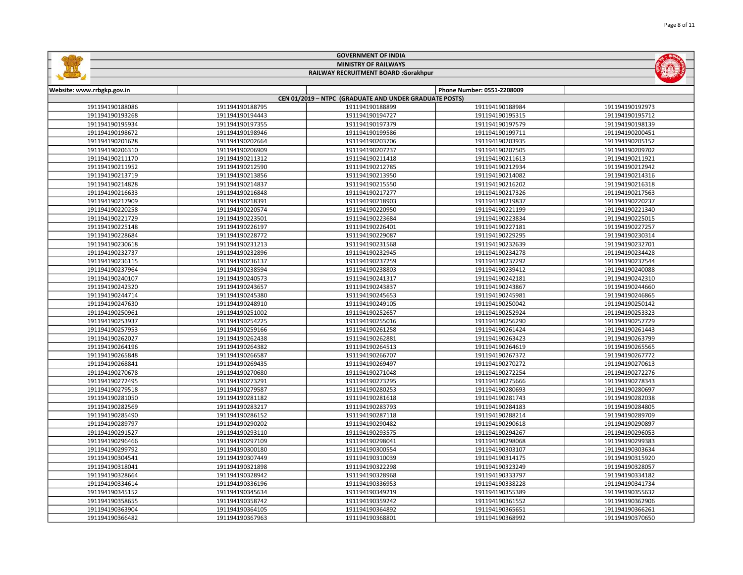# GOVERNMENT OF INDIA

## MINISTRY OF RAILWAYS

### RAILWAY RECRUITMENT BOARD :Gorakhpur

| Website: www.rrbgkp.gov.in | | | Phone Number: 0551-2208009 | |
|---|---|---|---|---|
| CEN 01/2019 – NTPC (GRADUATE AND UNDER GRADUATE POSTS) | | | | |
| 191194190188086 | 191194190188795 | 191194190188899 | 191194190188984 | 191194190192973 |
| 191194190193268 | 191194190194443 | 191194190194727 | 191194190195315 | 191194190195712 |
| 191194190195934 | 191194190197355 | 191194190197379 | 191194190197579 | 191194190198139 |
| 191194190198672 | 191194190198946 | 191194190199586 | 191194190199711 | 191194190200451 |
| 191194190201628 | 191194190202664 | 191194190203706 | 191194190203935 | 191194190205152 |
| 191194190206310 | 191194190206909 | 191194190207237 | 191194190207505 | 191194190209702 |
| 191194190211170 | 191194190211312 | 191194190211418 | 191194190211613 | 191194190211921 |
| 191194190211952 | 191194190212590 | 191194190212785 | 191194190212934 | 191194190212942 |
| 191194190213719 | 191194190213856 | 191194190213950 | 191194190214082 | 191194190214316 |
| 191194190214828 | 191194190214837 | 191194190215550 | 191194190216202 | 191194190216318 |
| 191194190216633 | 191194190216848 | 191194190217277 | 191194190217326 | 191194190217563 |
| 191194190217909 | 191194190218391 | 191194190218903 | 191194190219837 | 191194190220237 |
| 191194190220258 | 191194190220574 | 191194190220950 | 191194190221199 | 191194190221340 |
| 191194190221729 | 191194190223501 | 191194190223684 | 191194190223834 | 191194190225015 |
| 191194190225148 | 191194190226197 | 191194190226401 | 191194190227181 | 191194190227257 |
| 191194190228684 | 191194190228772 | 191194190229087 | 191194190229295 | 191194190230314 |
| 191194190230618 | 191194190231213 | 191194190231568 | 191194190232639 | 191194190232701 |
| 191194190232737 | 191194190232896 | 191194190232945 | 191194190234278 | 191194190234428 |
| 191194190236115 | 191194190236137 | 191194190237259 | 191194190237292 | 191194190237544 |
| 191194190237964 | 191194190238594 | 191194190238803 | 191194190239412 | 191194190240088 |
| 191194190240107 | 191194190240573 | 191194190241317 | 191194190242181 | 191194190242310 |
| 191194190242320 | 191194190243657 | 191194190243837 | 191194190243867 | 191194190244660 |
| 191194190244714 | 191194190245380 | 191194190245653 | 191194190245981 | 191194190246865 |
| 191194190247630 | 191194190248910 | 191194190249105 | 191194190250042 | 191194190250142 |
| 191194190250961 | 191194190251002 | 191194190252657 | 191194190252924 | 191194190253323 |
| 191194190253937 | 191194190254225 | 191194190255016 | 191194190256290 | 191194190257729 |
| 191194190257953 | 191194190259166 | 191194190261258 | 191194190261424 | 191194190261443 |
| 191194190262027 | 191194190262438 | 191194190262881 | 191194190263423 | 191194190263799 |
| 191194190264196 | 191194190264382 | 191194190264513 | 191194190264619 | 191194190265565 |
| 191194190265848 | 191194190266587 | 191194190266707 | 191194190267372 | 191194190267772 |
| 191194190268841 | 191194190269435 | 191194190269497 | 191194190270272 | 191194190270613 |
| 191194190270678 | 191194190270680 | 191194190271048 | 191194190272254 | 191194190272276 |
| 191194190272495 | 191194190273291 | 191194190273295 | 191194190275666 | 191194190278343 |
| 191194190279518 | 191194190279587 | 191194190280253 | 191194190280693 | 191194190280697 |
| 191194190281050 | 191194190281182 | 191194190281618 | 191194190281743 | 191194190282038 |
| 191194190282569 | 191194190283217 | 191194190283793 | 191194190284183 | 191194190284805 |
| 191194190285490 | 191194190286152 | 191194190287118 | 191194190288214 | 191194190289709 |
| 191194190289797 | 191194190290202 | 191194190290482 | 191194190290618 | 191194190290897 |
| 191194190291527 | 191194190293110 | 191194190293575 | 191194190294267 | 191194190296053 |
| 191194190296466 | 191194190297109 | 191194190298041 | 191194190298068 | 191194190299383 |
| 191194190299792 | 191194190300180 | 191194190300554 | 191194190303107 | 191194190303634 |
| 191194190304541 | 191194190307449 | 191194190310039 | 191194190314175 | 191194190315920 |
| 191194190318041 | 191194190321898 | 191194190322298 | 191194190323249 | 191194190328057 |
| 191194190328664 | 191194190328942 | 191194190328968 | 191194190333797 | 191194190334182 |
| 191194190334614 | 191194190336196 | 191194190336953 | 191194190338228 | 191194190341734 |
| 191194190345152 | 191194190345634 | 191194190349219 | 191194190355389 | 191194190355632 |
| 191194190358655 | 191194190358742 | 191194190359242 | 191194190361552 | 191194190362906 |
| 191194190363904 | 191194190364105 | 191194190364892 | 191194190365651 | 191194190366261 |
| 191194190366482 | 191194190367963 | 191194190368801 | 191194190368992 | 191194190370650 |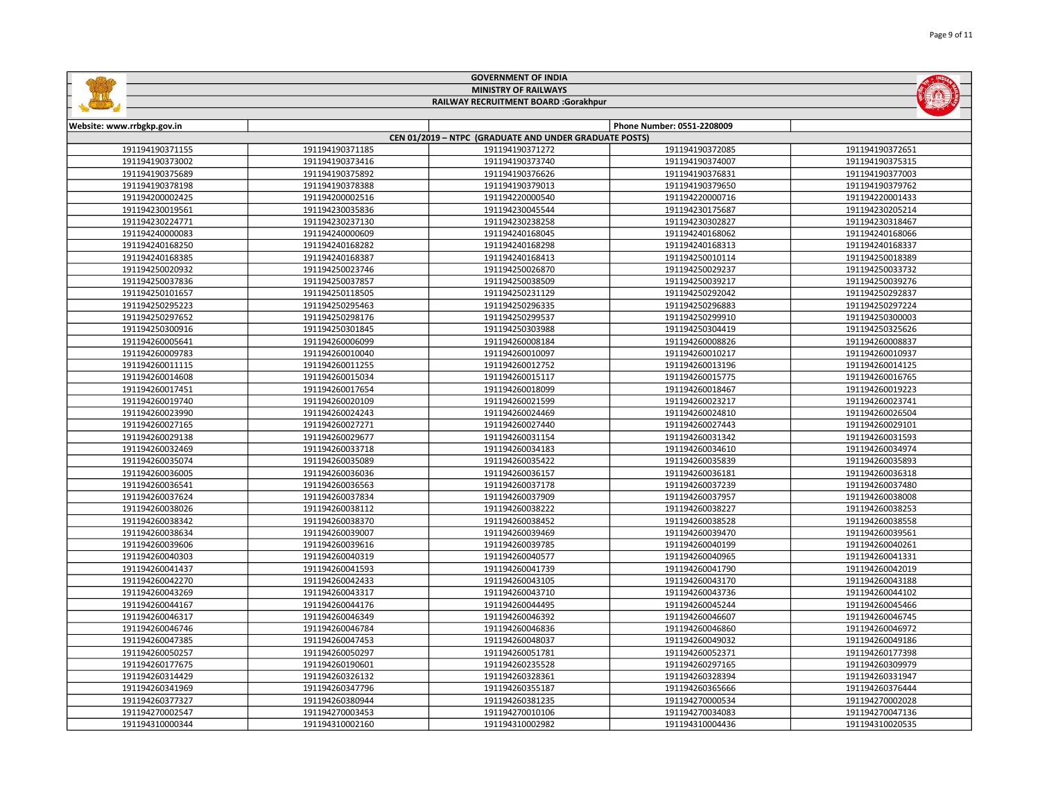GOVERNMENT OF INDIA

MINISTRY OF RAILWAYS

RAILWAY RECRUITMENT BOARD :Gorakhpur

| Website: www.rrbgkp.gov.in | | | Phone Number: 0551-2208009 | |
|---|---|---|---|---|
| CEN 01/2019 – NTPC (GRADUATE AND UNDER GRADUATE POSTS) | | | | |
| 191194190371155 | 191194190371185 | 191194190371272 | 191194190372085 | 191194190372651 |
| 191194190373002 | 191194190373416 | 191194190373740 | 191194190374007 | 191194190375315 |
| 191194190375689 | 191194190375892 | 191194190376626 | 191194190376831 | 191194190377003 |
| 191194190378198 | 191194190378388 | 191194190379013 | 191194190379650 | 191194190379762 |
| 191194200002425 | 191194200002516 | 191194220000540 | 191194220000716 | 191194220001433 |
| 191194230019561 | 191194230035836 | 191194230045544 | 191194230175687 | 191194230205214 |
| 191194230224771 | 191194230237130 | 191194230238258 | 191194230302827 | 191194230318467 |
| 191194240000083 | 191194240000609 | 191194240168045 | 191194240168062 | 191194240168066 |
| 191194240168250 | 191194240168282 | 191194240168298 | 191194240168313 | 191194240168337 |
| 191194240168385 | 191194240168387 | 191194240168413 | 191194250010114 | 191194250018389 |
| 191194250020932 | 191194250023746 | 191194250026870 | 191194250029237 | 191194250033732 |
| 191194250037836 | 191194250037857 | 191194250038509 | 191194250039217 | 191194250039276 |
| 191194250101657 | 191194250118505 | 191194250231129 | 191194250292042 | 191194250292837 |
| 191194250295223 | 191194250295463 | 191194250296335 | 191194250296883 | 191194250297224 |
| 191194250297652 | 191194250298176 | 191194250299537 | 191194250299910 | 191194250300003 |
| 191194250300916 | 191194250301845 | 191194250303988 | 191194250304419 | 191194250325626 |
| 191194260005641 | 191194260006099 | 191194260008184 | 191194260008826 | 191194260008837 |
| 191194260009783 | 191194260010040 | 191194260010097 | 191194260010217 | 191194260010937 |
| 191194260011115 | 191194260011255 | 191194260012752 | 191194260013196 | 191194260014125 |
| 191194260014608 | 191194260015034 | 191194260015117 | 191194260015775 | 191194260016765 |
| 191194260017451 | 191194260017654 | 191194260018099 | 191194260018467 | 191194260019223 |
| 191194260019740 | 191194260020109 | 191194260021599 | 191194260023217 | 191194260023741 |
| 191194260023990 | 191194260024243 | 191194260024469 | 191194260024810 | 191194260026504 |
| 191194260027165 | 191194260027271 | 191194260027440 | 191194260027443 | 191194260029101 |
| 191194260029138 | 191194260029677 | 191194260031154 | 191194260031342 | 191194260031593 |
| 191194260032469 | 191194260033718 | 191194260034183 | 191194260034610 | 191194260034974 |
| 191194260035074 | 191194260035089 | 191194260035422 | 191194260035839 | 191194260035893 |
| 191194260036005 | 191194260036036 | 191194260036157 | 191194260036181 | 191194260036318 |
| 191194260036541 | 191194260036563 | 191194260037178 | 191194260037239 | 191194260037480 |
| 191194260037624 | 191194260037834 | 191194260037909 | 191194260037957 | 191194260038008 |
| 191194260038026 | 191194260038112 | 191194260038222 | 191194260038227 | 191194260038253 |
| 191194260038342 | 191194260038370 | 191194260038452 | 191194260038528 | 191194260038558 |
| 191194260038634 | 191194260039007 | 191194260039469 | 191194260039470 | 191194260039561 |
| 191194260039606 | 191194260039616 | 191194260039785 | 191194260040199 | 191194260040261 |
| 191194260040303 | 191194260040319 | 191194260040577 | 191194260040965 | 191194260041331 |
| 191194260041437 | 191194260041593 | 191194260041739 | 191194260041790 | 191194260042019 |
| 191194260042270 | 191194260042433 | 191194260043105 | 191194260043170 | 191194260043188 |
| 191194260043269 | 191194260043317 | 191194260043710 | 191194260043736 | 191194260044102 |
| 191194260044167 | 191194260044176 | 191194260044495 | 191194260045244 | 191194260045466 |
| 191194260046317 | 191194260046349 | 191194260046392 | 191194260046607 | 191194260046745 |
| 191194260046746 | 191194260046784 | 191194260046836 | 191194260046860 | 191194260046972 |
| 191194260047385 | 191194260047453 | 191194260048037 | 191194260049032 | 191194260049186 |
| 191194260050257 | 191194260050297 | 191194260051781 | 191194260052371 | 191194260177398 |
| 191194260177675 | 191194260190601 | 191194260235528 | 191194260297165 | 191194260309979 |
| 191194260314429 | 191194260326132 | 191194260328361 | 191194260328394 | 191194260331947 |
| 191194260341969 | 191194260347796 | 191194260355187 | 191194260365666 | 191194260376444 |
| 191194260377327 | 191194260380944 | 191194260381235 | 191194270000534 | 191194270002028 |
| 191194270002547 | 191194270003453 | 191194270010106 | 191194270034083 | 191194270047136 |
| 191194310000344 | 191194310002160 | 191194310002982 | 191194310004436 | 191194310020535 |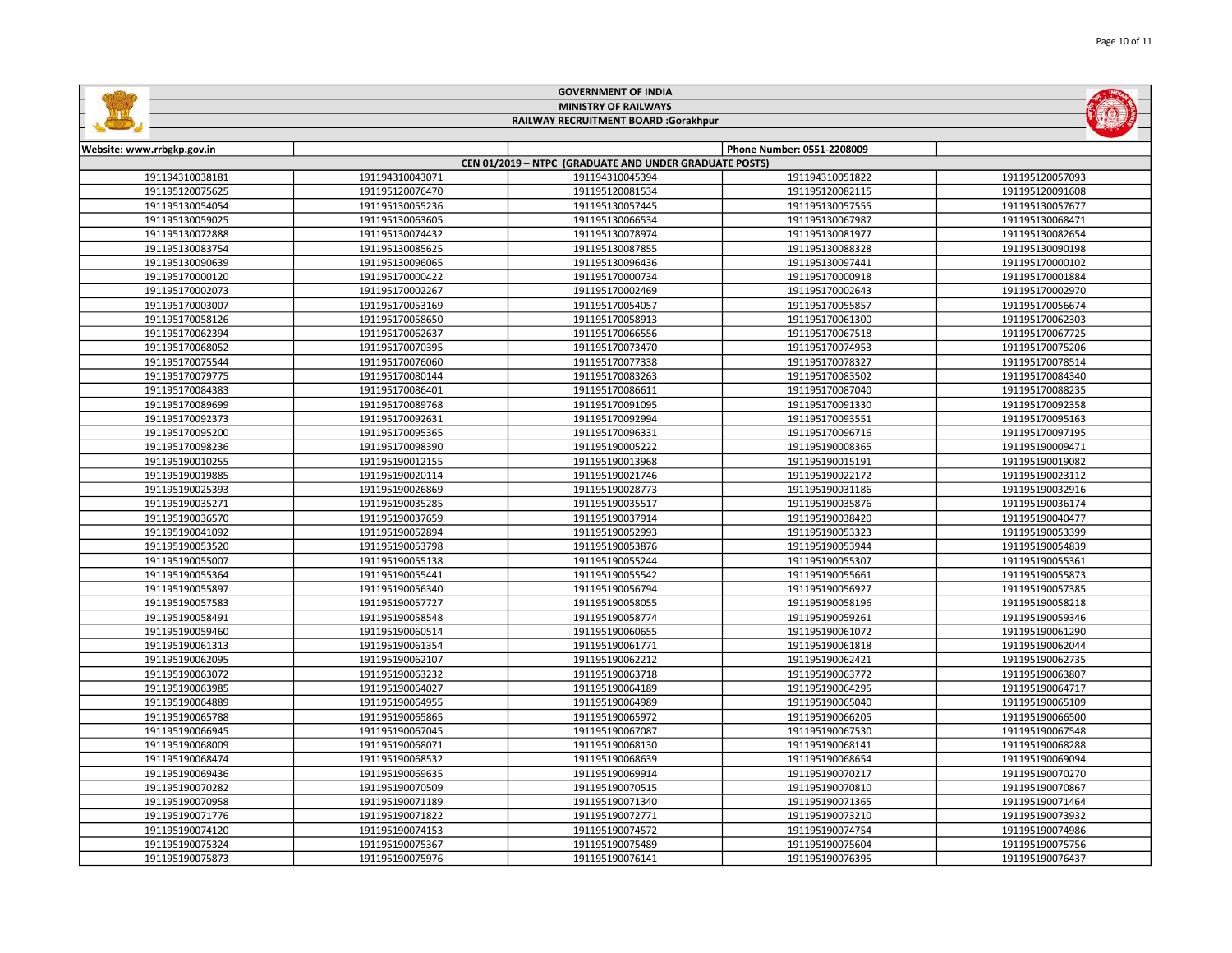# GOVERNMENT OF INDIA

## MINISTRY OF RAILWAYS

## RAILWAY RECRUITMENT BOARD :Gorakhpur

| Website: www.rrbgkp.gov.in | | | Phone Number: 0551-2208009 | |
|---|---|---|---|---|
| CEN 01/2019 – NTPC (GRADUATE AND UNDER GRADUATE POSTS) | | | | |
| 191194310038181 | 191194310043071 | 191194310045394 | 191194310051822 | 191195120057093 |
| 191195120075625 | 191195120076470 | 191195120081534 | 191195120082115 | 191195120091608 |
| 191195130054054 | 191195130055236 | 191195130057445 | 191195130057555 | 191195130057677 |
| 191195130059025 | 191195130063605 | 191195130066534 | 191195130067987 | 191195130068471 |
| 191195130072888 | 191195130074432 | 191195130078974 | 191195130081977 | 191195130082654 |
| 191195130083754 | 191195130085625 | 191195130087855 | 191195130088328 | 191195130090198 |
| 191195130090639 | 191195130096065 | 191195130096436 | 191195130097441 | 191195170000102 |
| 191195170000120 | 191195170000422 | 191195170000734 | 191195170000918 | 191195170001884 |
| 191195170002073 | 191195170002267 | 191195170002469 | 191195170002643 | 191195170002970 |
| 191195170003007 | 191195170053169 | 191195170054057 | 191195170054857 | 191195170056674 |
| 191195170058126 | 191195170058650 | 191195170058913 | 191195170061300 | 191195170062303 |
| 191195170062394 | 191195170062637 | 191195170066556 | 191195170067518 | 191195170067725 |
| 191195170068052 | 191195170070395 | 191195170073470 | 191195170074953 | 191195170075206 |
| 191195170075544 | 191195170076060 | 191195170077338 | 191195170078327 | 191195170078514 |
| 191195170079775 | 191195170080144 | 191195170083263 | 191195170083502 | 191195170084340 |
| 191195170084383 | 191195170086401 | 191195170086611 | 191195170087040 | 191195170088235 |
| 191195170089699 | 191195170089768 | 191195170091095 | 191195170091330 | 191195170092358 |
| 191195170092373 | 191195170092631 | 191195170092994 | 191195170093551 | 191195170095163 |
| 191195170095200 | 191195170095365 | 191195170096331 | 191195170096716 | 191195170097195 |
| 191195170098236 | 191195170098390 | 191195190005222 | 191195190008365 | 191195190009471 |
| 191195190010255 | 191195190012155 | 191195190013968 | 191195190015191 | 191195190019082 |
| 191195190019885 | 191195190020114 | 191195190021746 | 191195190022172 | 191195190023112 |
| 191195190025393 | 191195190026869 | 191195190028773 | 191195190031186 | 191195190032916 |
| 191195190035271 | 191195190035285 | 191195190035517 | 191195190035876 | 191195190036174 |
| 191195190036570 | 191195190037659 | 191195190037914 | 191195190038420 | 191195190040477 |
| 191195190041092 | 191195190052894 | 191195190052993 | 191195190053323 | 191195190053399 |
| 191195190053520 | 191195190053798 | 191195190053876 | 191195190053944 | 191195190054839 |
| 191195190055007 | 191195190055138 | 191195190055244 | 191195190055307 | 191195190055361 |
| 191195190055364 | 191195190055441 | 191195190055542 | 191195190055661 | 191195190055873 |
| 191195190055897 | 191195190056340 | 191195190056794 | 191195190056927 | 191195190057385 |
| 191195190057583 | 191195190057727 | 191195190058055 | 191195190058196 | 191195190058218 |
| 191195190058491 | 191195190058548 | 191195190058774 | 191195190059261 | 191195190059346 |
| 191195190059460 | 191195190060514 | 191195190060655 | 191195190061072 | 191195190061290 |
| 191195190061313 | 191195190061354 | 191195190061771 | 191195190061818 | 191195190062044 |
| 191195190062095 | 191195190062107 | 191195190062212 | 191195190062421 | 191195190062735 |
| 191195190063072 | 191195190063232 | 191195190063718 | 191195190063772 | 191195190063807 |
| 191195190063985 | 191195190064027 | 191195190064189 | 191195190064295 | 191195190064717 |
| 191195190064889 | 191195190064955 | 191195190064989 | 191195190065040 | 191195190065109 |
| 191195190065788 | 191195190065865 | 191195190065972 | 191195190066205 | 191195190066500 |
| 191195190066945 | 191195190067045 | 191195190067087 | 191195190067530 | 191195190067548 |
| 191195190068009 | 191195190068071 | 191195190068130 | 191195190068141 | 191195190068288 |
| 191195190068474 | 191195190068532 | 191195190068639 | 191195190068654 | 191195190069094 |
| 191195190069436 | 191195190069635 | 191195190069914 | 191195190070217 | 191195190070270 |
| 191195190070282 | 191195190070509 | 191195190070515 | 191195190070810 | 191195190070867 |
| 191195190070958 | 191195190071189 | 191195190071340 | 191195190071365 | 191195190071464 |
| 191195190071776 | 191195190071822 | 191195190072771 | 191195190073210 | 191195190073932 |
| 191195190074120 | 191195190074153 | 191195190074572 | 191195190074754 | 191195190074986 |
| 191195190075324 | 191195190075367 | 191195190075489 | 191195190075604 | 191195190075756 |
| 191195190075873 | 191195190075976 | 191195190076141 | 191195190076395 | 191195190076437 |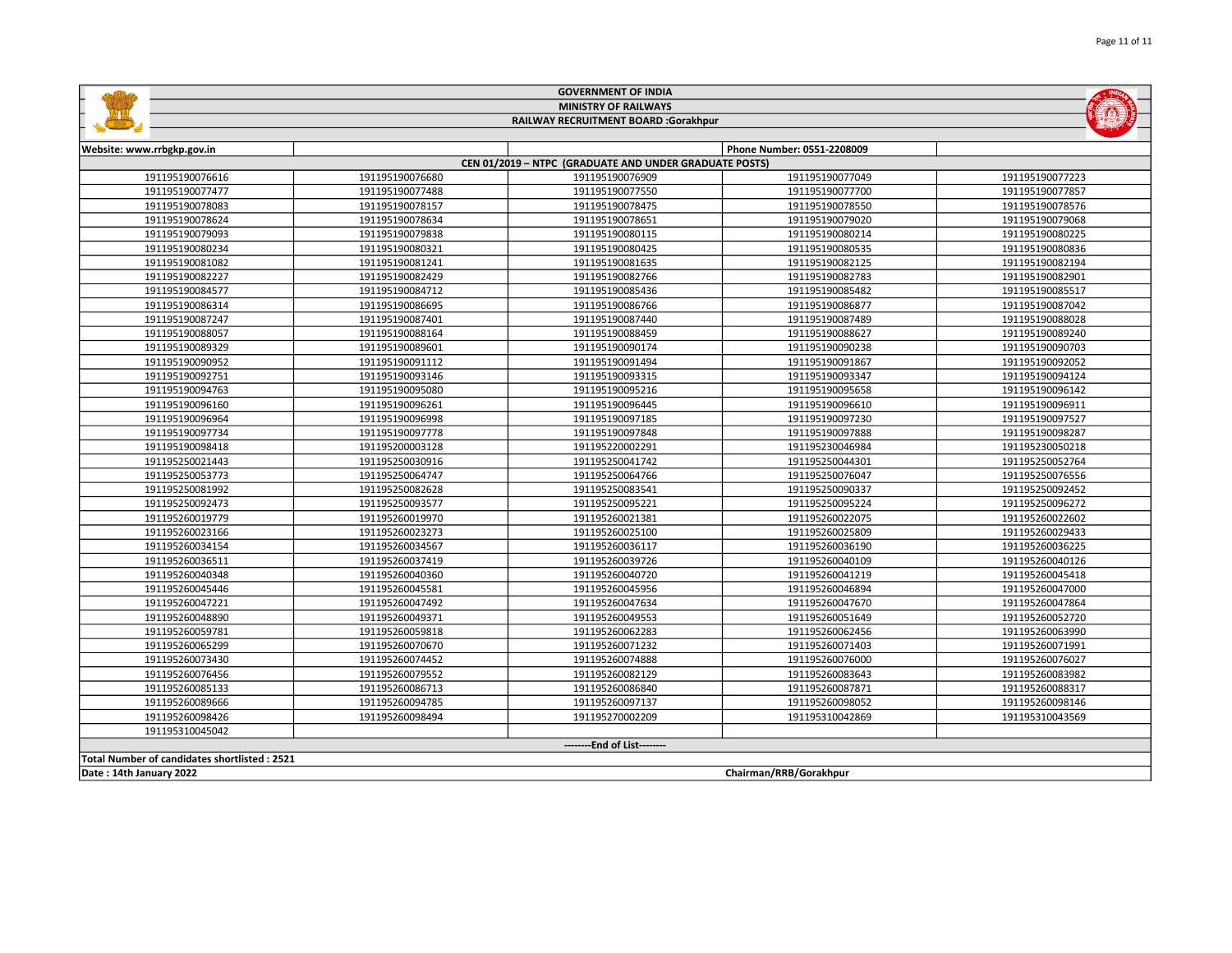GOVERNMENT OF INDIA

MINISTRY OF RAILWAYS

RAILWAY RECRUITMENT BOARD :Gorakhpur

Website: www.rrbgkp.gov.in | Phone Number: 0551-2208009

CEN 01/2019 – NTPC (GRADUATE AND UNDER GRADUATE POSTS)

| | | | | |
|---|---|---|---|---|
| 191195190076616 | 191195190076680 | 191195190076909 | 191195190077049 | 191195190077223 |
| 191195190077477 | 191195190077488 | 191195190077550 | 191195190077700 | 191195190077857 |
| 191195190078083 | 191195190078157 | 191195190078475 | 191195190078550 | 191195190078576 |
| 191195190078624 | 191195190078634 | 191195190078651 | 191195190079020 | 191195190079068 |
| 191195190079093 | 191195190079838 | 191195190080115 | 191195190080214 | 191195190080225 |
| 191195190080234 | 191195190080321 | 191195190080425 | 191195190080535 | 191195190080836 |
| 191195190081082 | 191195190081241 | 191195190081635 | 191195190082125 | 191195190082194 |
| 191195190082227 | 191195190082429 | 191195190082766 | 191195190082783 | 191195190082901 |
| 191195190084577 | 191195190084712 | 191195190085436 | 191195190085482 | 191195190085517 |
| 191195190086314 | 191195190086695 | 191195190086766 | 191195190086877 | 191195190087042 |
| 191195190087247 | 191195190087401 | 191195190087440 | 191195190087489 | 191195190088028 |
| 191195190088057 | 191195190088164 | 191195190088459 | 191195190088627 | 191195190089240 |
| 191195190089329 | 191195190089601 | 191195190090174 | 191195190090238 | 191195190090703 |
| 191195190090952 | 191195190091112 | 191195190091494 | 191195190091867 | 191195190092052 |
| 191195190092751 | 191195190093146 | 191195190093315 | 191195190093347 | 191195190094124 |
| 191195190094763 | 191195190095080 | 191195190095216 | 191195190095658 | 191195190096142 |
| 191195190096160 | 191195190096261 | 191195190096445 | 191195190096610 | 191195190096911 |
| 191195190096964 | 191195190096998 | 191195190097185 | 191195190097230 | 191195190097527 |
| 191195190097734 | 191195190097778 | 191195190097848 | 191195190097888 | 191195190098287 |
| 191195190098418 | 191195200003128 | 191195220002291 | 191195230046984 | 191195230050218 |
| 191195250021443 | 191195250030916 | 191195250041742 | 191195250044301 | 191195250052764 |
| 191195250053773 | 191195250064747 | 191195250064766 | 191195250076047 | 191195250076556 |
| 191195250081992 | 191195250082628 | 191195250083541 | 191195250090337 | 191195250092452 |
| 191195250092473 | 191195250093577 | 191195250095221 | 191195250095224 | 191195250096272 |
| 191195260019779 | 191195260019970 | 191195260021381 | 191195260022075 | 191195260022602 |
| 191195260023166 | 191195260023273 | 191195260025100 | 191195260025809 | 191195260029433 |
| 191195260034154 | 191195260034567 | 191195260036117 | 191195260036190 | 191195260036225 |
| 191195260036511 | 191195260037419 | 191195260039726 | 191195260040109 | 191195260040126 |
| 191195260040348 | 191195260040360 | 191195260040720 | 191195260041219 | 191195260045418 |
| 191195260045446 | 191195260045581 | 191195260045956 | 191195260046894 | 191195260047000 |
| 191195260047221 | 191195260047492 | 191195260047634 | 191195260047670 | 191195260047864 |
| 191195260048890 | 191195260049371 | 191195260049553 | 191195260051649 | 191195260052720 |
| 191195260059781 | 191195260059818 | 191195260062283 | 191195260062456 | 191195260063990 |
| 191195260065299 | 191195260070670 | 191195260071232 | 191195260071403 | 191195260071991 |
| 191195260073430 | 191195260074452 | 191195260074888 | 191195260076000 | 191195260076027 |
| 191195260076456 | 191195260079552 | 191195260082129 | 191195260083643 | 191195260083982 |
| 191195260085133 | 191195260086713 | 191195260086840 | 191195260087871 | 191195260088317 |
| 191195260089666 | 191195260094785 | 191195260097137 | 191195260098052 | 191195260098146 |
| 191195260098426 | 191195260098494 | 191195270002209 | 191195310042869 | 191195310043569 |
| 191195310045042 | | | | |

--------End of List--------

**Total Number of candidates shortlisted : 2521**

**Date : 14th January 2022**

**Chairman/RRB/Gorakhpur**